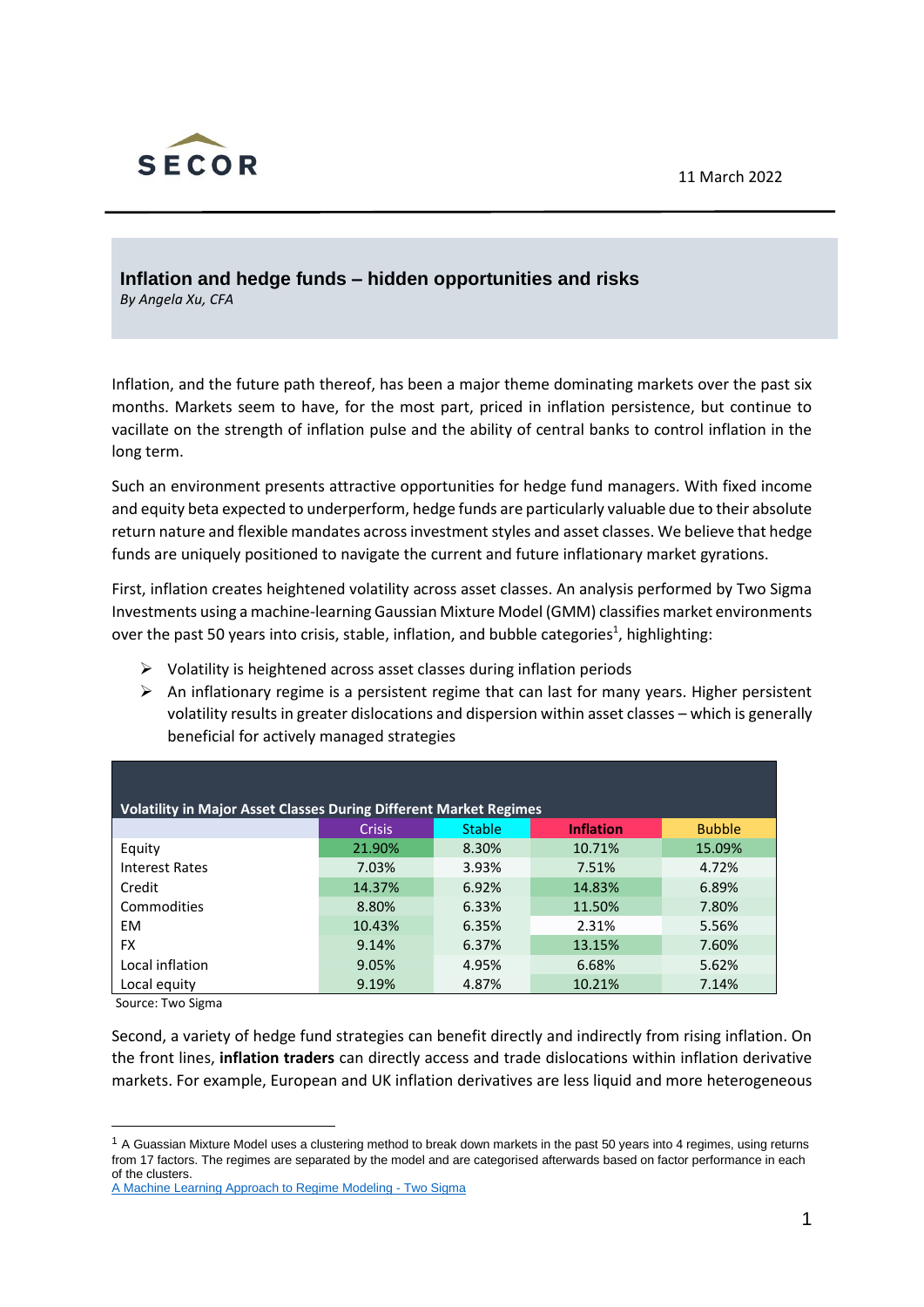SECOR

11 March 2022

# Inflation and hedge funds – hidden opportunities and risks

*By Angela Xu, CFA*

Inflation, and the future path thereof, has been a major theme dominating markets over the past six months. Markets seem to have, for the most part, priced in inflation persistence, but continue to vacillate on the strength of inflation pulse and the ability of central banks to control inflation in the long term.

Such an environment presents attractive opportunities for hedge fund managers. With fixed income and equity beta expected to underperform, hedge funds are particularly valuable due to their absolute return nature and flexible mandates across investment styles and asset classes. We believe that hedge funds are uniquely positioned to navigate the current and future inflationary market gyrations.

First, inflation creates heightened volatility across asset classes. An analysis performed by Two Sigma Investments using a machine-learning Gaussian Mixture Model (GMM) classifies market environments over the past 50 years into crisis, stable, inflation, and bubble categories[1], highlighting:

- Volatility is heightened across asset classes during inflation periods
- An inflationary regime is a persistent regime that can last for many years. Higher persistent volatility results in greater dislocations and dispersion within asset classes – which is generally beneficial for actively managed strategies

**Volatility in Major Asset Classes During Different Market Regimes**

| | Crisis | Stable | **Inflation** | Bubble |
|---|---|---|---|---|
| Equity | 21.90% | 8.30% | 10.71% | 15.09% |
| Interest Rates | 7.03% | 3.93% | 7.51% | 4.72% |
| Credit | 14.37% | 6.92% | 14.83% | 6.89% |
| Commodities | 8.80% | 6.33% | 11.50% | 7.80% |
| EM | 10.43% | 6.35% | 2.31% | 5.56% |
| FX | 9.14% | 6.37% | 13.15% | 7.60% |
| Local inflation | 9.05% | 4.95% | 6.68% | 5.62% |
| Local equity | 9.19% | 4.87% | 10.21% | 7.14% |

Source: Two Sigma

Second, a variety of hedge fund strategies can benefit directly and indirectly from rising inflation. On the front lines, **inflation traders** can directly access and trade dislocations within inflation derivative markets. For example, European and UK inflation derivatives are less liquid and more heterogeneous

[1] A Guassian Mixture Model uses a clustering method to break down markets in the past 50 years into 4 regimes, using returns from 17 factors. The regimes are separated by the model and are categorised afterwards based on factor performance in each of the clusters.
[A Machine Learning Approach to Regime Modeling - Two Sigma]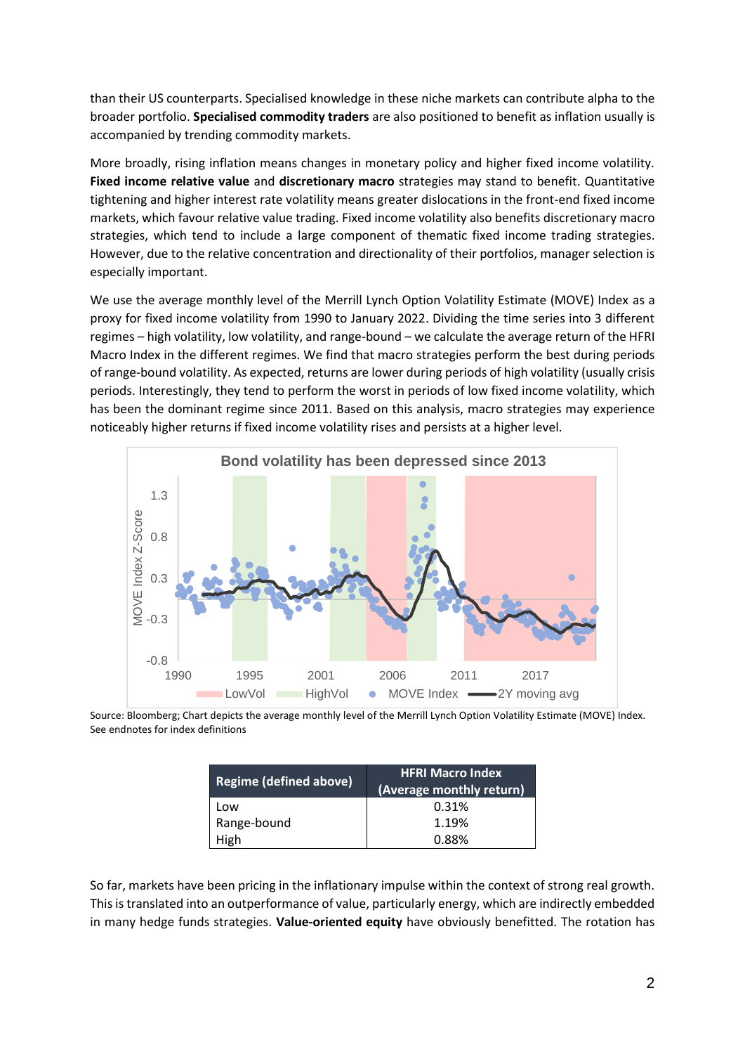than their US counterparts. Specialised knowledge in these niche markets can contribute alpha to the broader portfolio. **Specialised commodity traders** are also positioned to benefit as inflation usually is accompanied by trending commodity markets.

More broadly, rising inflation means changes in monetary policy and higher fixed income volatility. **Fixed income relative value** and **discretionary macro** strategies may stand to benefit. Quantitative tightening and higher interest rate volatility means greater dislocations in the front-end fixed income markets, which favour relative value trading. Fixed income volatility also benefits discretionary macro strategies, which tend to include a large component of thematic fixed income trading strategies. However, due to the relative concentration and directionality of their portfolios, manager selection is especially important.

We use the average monthly level of the Merrill Lynch Option Volatility Estimate (MOVE) Index as a proxy for fixed income volatility from 1990 to January 2022. Dividing the time series into 3 different regimes – high volatility, low volatility, and range-bound – we calculate the average return of the HFRI Macro Index in the different regimes. We find that macro strategies perform the best during periods of range-bound volatility. As expected, returns are lower during periods of high volatility (usually crisis periods. Interestingly, they tend to perform the worst in periods of low fixed income volatility, which has been the dominant regime since 2011. Based on this analysis, macro strategies may experience noticeably higher returns if fixed income volatility rises and persists at a higher level.

Source: Bloomberg; Chart depicts the average monthly level of the Merrill Lynch Option Volatility Estimate (MOVE) Index. See endnotes for index definitions

| Regime (defined above) | HFRI Macro Index (Average monthly return) |
|---|---|
| Low | 0.31% |
| Range-bound | 1.19% |
| High | 0.88% |

So far, markets have been pricing in the inflationary impulse within the context of strong real growth. This is translated into an outperformance of value, particularly energy, which are indirectly embedded in many hedge funds strategies. **Value-oriented equity** have obviously benefitted. The rotation has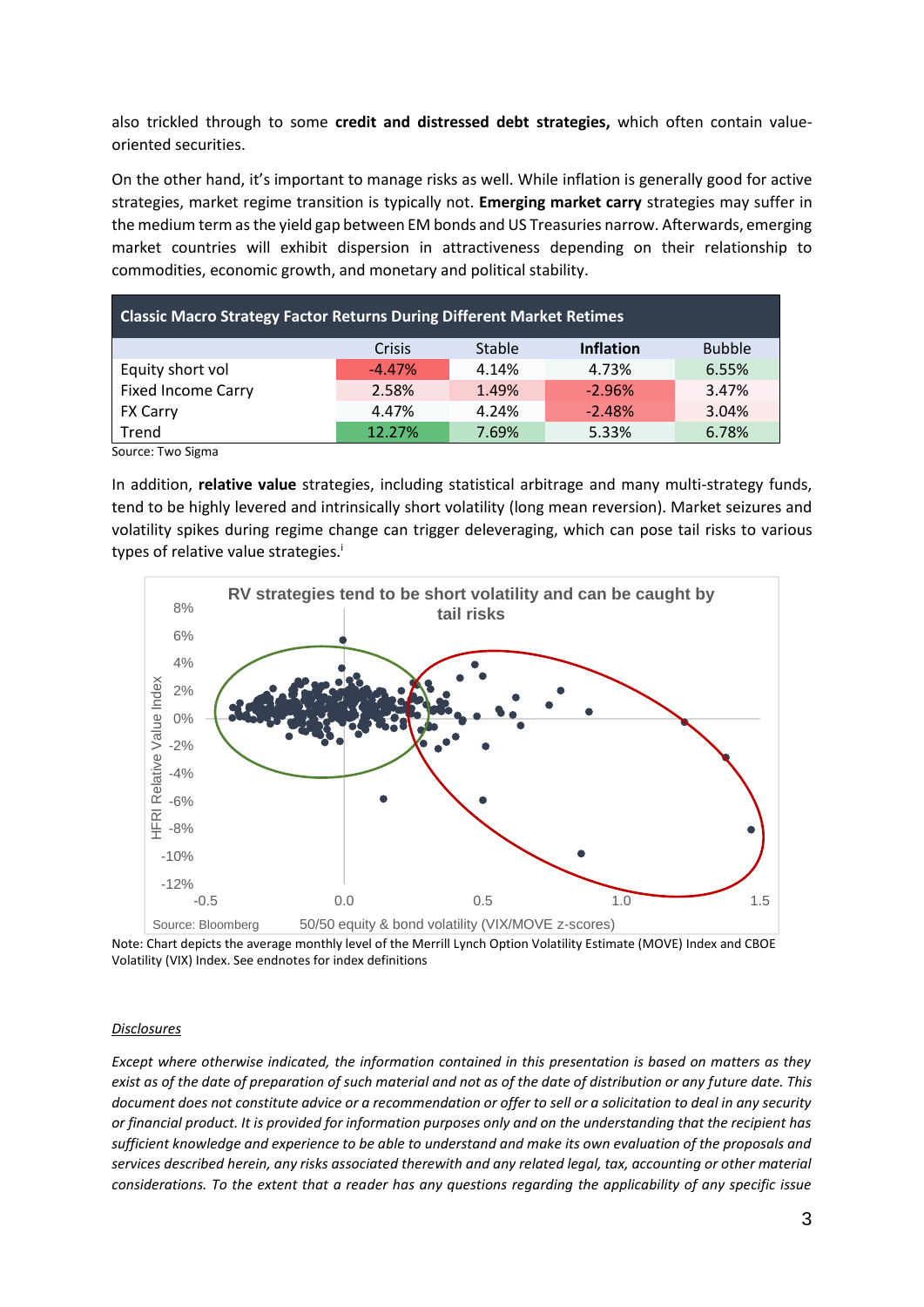also trickled through to some **credit and distressed debt strategies,** which often contain value-oriented securities.

On the other hand, it's important to manage risks as well. While inflation is generally good for active strategies, market regime transition is typically not. **Emerging market carry** strategies may suffer in the medium term as the yield gap between EM bonds and US Treasuries narrow. Afterwards, emerging market countries will exhibit dispersion in attractiveness depending on their relationship to commodities, economic growth, and monetary and political stability.

**Classic Macro Strategy Factor Returns During Different Market Retimes**

| | Crisis | Stable | **Inflation** | Bubble |
|---|---|---|---|---|
| Equity short vol | -4.47% | 4.14% | 4.73% | 6.55% |
| Fixed Income Carry | 2.58% | 1.49% | -2.96% | 3.47% |
| FX Carry | 4.47% | 4.24% | -2.48% | 3.04% |
| Trend | 12.27% | 7.69% | 5.33% | 6.78% |

Source: Two Sigma

In addition, **relative value** strategies, including statistical arbitrage and many multi-strategy funds, tend to be highly levered and intrinsically short volatility (long mean reversion). Market seizures and volatility spikes during regime change can trigger deleveraging, which can pose tail risks to various types of relative value strategies.[i]

Note: Chart depicts the average monthly level of the Merrill Lynch Option Volatility Estimate (MOVE) Index and CBOE Volatility (VIX) Index. See endnotes for index definitions

*Disclosures*

*Except where otherwise indicated, the information contained in this presentation is based on matters as they exist as of the date of preparation of such material and not as of the date of distribution or any future date. This document does not constitute advice or a recommendation or offer to sell or a solicitation to deal in any security or financial product. It is provided for information purposes only and on the understanding that the recipient has sufficient knowledge and experience to be able to understand and make its own evaluation of the proposals and services described herein, any risks associated therewith and any related legal, tax, accounting or other material considerations. To the extent that a reader has any questions regarding the applicability of any specific issue*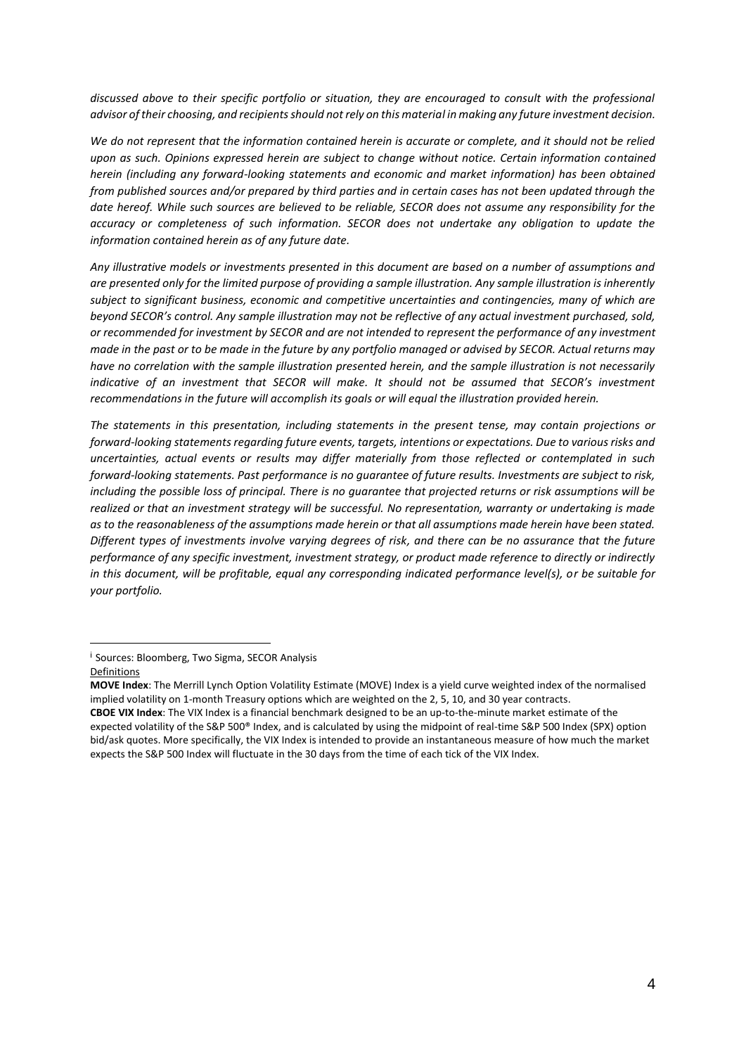*discussed above to their specific portfolio or situation, they are encouraged to consult with the professional advisor of their choosing, and recipients should not rely on this material in making any future investment decision.*

*We do not represent that the information contained herein is accurate or complete, and it should not be relied upon as such. Opinions expressed herein are subject to change without notice. Certain information contained herein (including any forward-looking statements and economic and market information) has been obtained from published sources and/or prepared by third parties and in certain cases has not been updated through the date hereof. While such sources are believed to be reliable, SECOR does not assume any responsibility for the accuracy or completeness of such information. SECOR does not undertake any obligation to update the information contained herein as of any future date.*

*Any illustrative models or investments presented in this document are based on a number of assumptions and are presented only for the limited purpose of providing a sample illustration. Any sample illustration is inherently subject to significant business, economic and competitive uncertainties and contingencies, many of which are beyond SECOR's control. Any sample illustration may not be reflective of any actual investment purchased, sold, or recommended for investment by SECOR and are not intended to represent the performance of any investment made in the past or to be made in the future by any portfolio managed or advised by SECOR. Actual returns may have no correlation with the sample illustration presented herein, and the sample illustration is not necessarily indicative of an investment that SECOR will make. It should not be assumed that SECOR's investment recommendations in the future will accomplish its goals or will equal the illustration provided herein.*

*The statements in this presentation, including statements in the present tense, may contain projections or forward-looking statements regarding future events, targets, intentions or expectations. Due to various risks and uncertainties, actual events or results may differ materially from those reflected or contemplated in such forward-looking statements. Past performance is no guarantee of future results. Investments are subject to risk, including the possible loss of principal. There is no guarantee that projected returns or risk assumptions will be realized or that an investment strategy will be successful. No representation, warranty or undertaking is made as to the reasonableness of the assumptions made herein or that all assumptions made herein have been stated. Different types of investments involve varying degrees of risk, and there can be no assurance that the future performance of any specific investment, investment strategy, or product made reference to directly or indirectly in this document, will be profitable, equal any corresponding indicated performance level(s), or be suitable for your portfolio.*

---

[i] Sources: Bloomberg, Two Sigma, SECOR Analysis

Definitions

**MOVE Index**: The Merrill Lynch Option Volatility Estimate (MOVE) Index is a yield curve weighted index of the normalised implied volatility on 1-month Treasury options which are weighted on the 2, 5, 10, and 30 year contracts.

**CBOE VIX Index**: The VIX Index is a financial benchmark designed to be an up-to-the-minute market estimate of the expected volatility of the S&P 500® Index, and is calculated by using the midpoint of real-time S&P 500 Index (SPX) option bid/ask quotes. More specifically, the VIX Index is intended to provide an instantaneous measure of how much the market expects the S&P 500 Index will fluctuate in the 30 days from the time of each tick of the VIX Index.